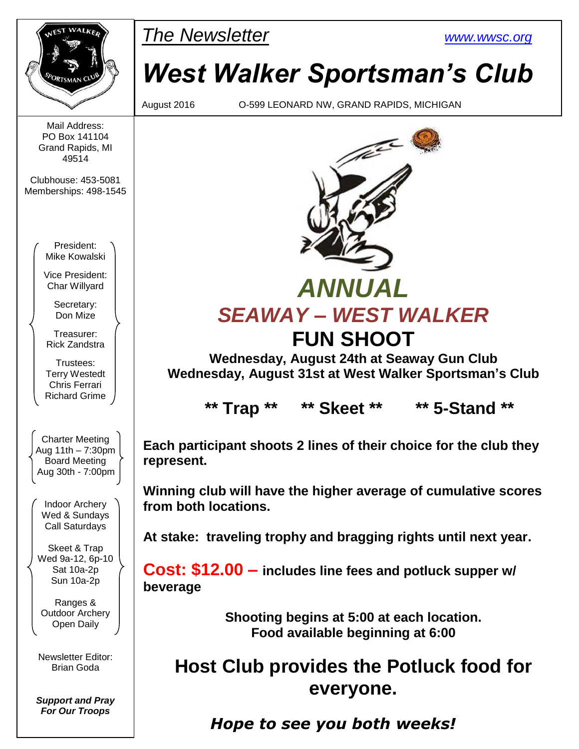*The Newsletter* www.wwsc.org

# West Walker Sportsman's Club

August 2016 O-599 LEONARD NW, GRAND RAPIDS, MICHIGAN

Mail Address:
PO Box 141104
Grand Rapids, MI
49514

Clubhouse: 453-5081
Memberships: 498-1545

President:
Mike Kowalski

Vice President:
Char Willyard

Secretary:
Don Mize

Treasurer:
Rick Zandstra

Trustees:
Terry Westedt
Chris Ferrari
Richard Grime

Charter Meeting
Aug 11th – 7:30pm
Board Meeting
Aug 30th - 7:00pm

Indoor Archery
Wed & Sundays
Call Saturdays

Skeet & Trap
Wed 9a-12, 6p-10
Sat 10a-2p
Sun 10a-2p

Ranges &
Outdoor Archery
Open Daily

Newsletter Editor:
Brian Goda

***Support and Pray For Our Troops***

## *ANNUAL*
## *SEAWAY – WEST WALKER*
## FUN SHOOT

**Wednesday, August 24th at Seaway Gun Club**
**Wednesday, August 31st at West Walker Sportsman's Club**

**\*\* Trap \*\*   \*\* Skeet \*\*   \*\* 5-Stand \*\***

**Each participant shoots 2 lines of their choice for the club they represent.**

**Winning club will have the higher average of cumulative scores from both locations.**

**At stake: traveling trophy and bragging rights until next year.**

**Cost: $12.00 – includes line fees and potluck supper w/ beverage**

**Shooting begins at 5:00 at each location.**
**Food available beginning at 6:00**

## Host Club provides the Potluck food for everyone.

***Hope to see you both weeks!***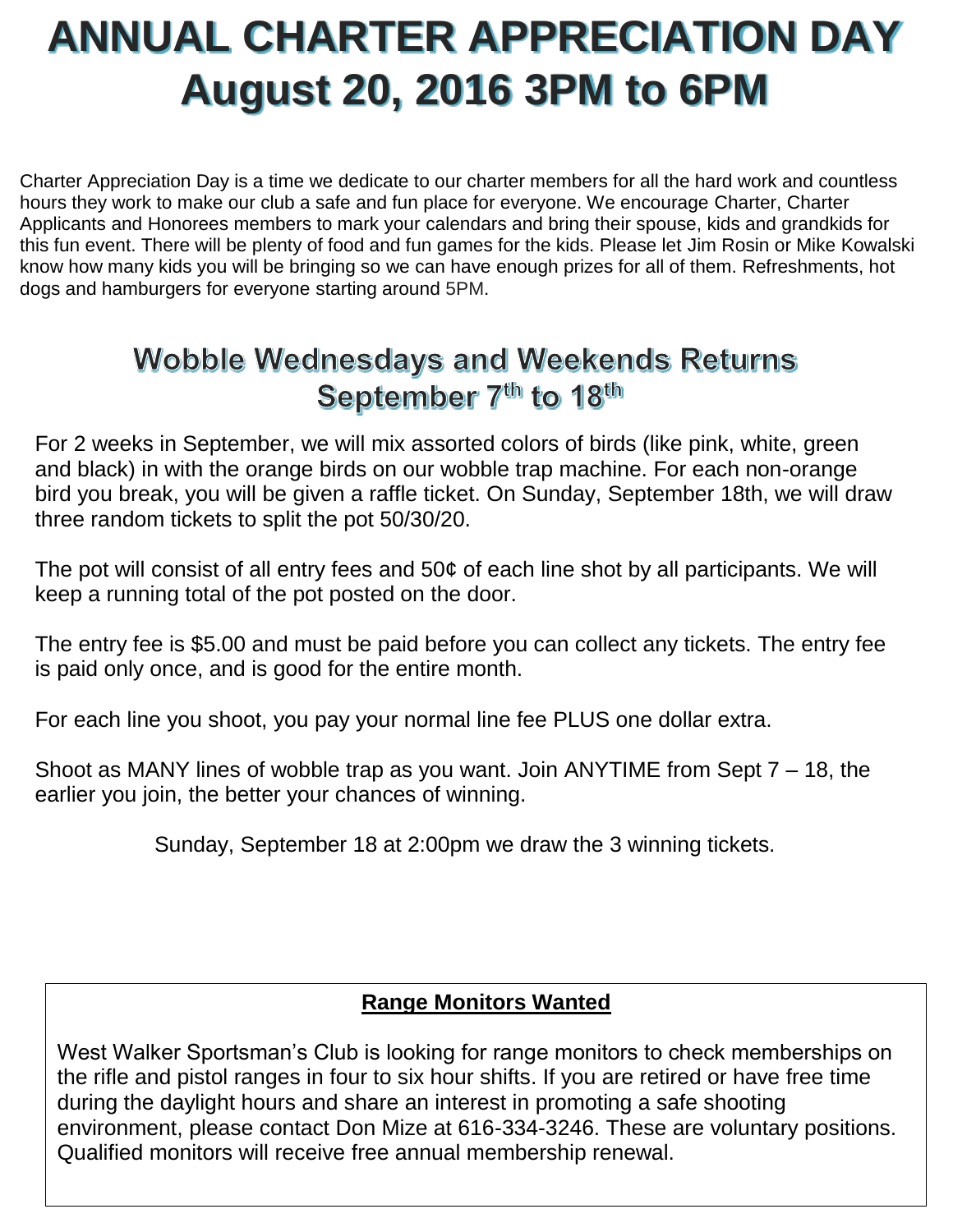# ANNUAL CHARTER APPRECIATION DAY
# August 20, 2016 3PM to 6PM

Charter Appreciation Day is a time we dedicate to our charter members for all the hard work and countless hours they work to make our club a safe and fun place for everyone. We encourage Charter, Charter Applicants and Honorees members to mark your calendars and bring their spouse, kids and grandkids for this fun event. There will be plenty of food and fun games for the kids. Please let Jim Rosin or Mike Kowalski know how many kids you will be bringing so we can have enough prizes for all of them. Refreshments, hot dogs and hamburgers for everyone starting around 5PM.

## Wobble Wednesdays and Weekends Returns
## September 7th to 18th

For 2 weeks in September, we will mix assorted colors of birds (like pink, white, green and black) in with the orange birds on our wobble trap machine. For each non-orange bird you break, you will be given a raffle ticket. On Sunday, September 18th, we will draw three random tickets to split the pot 50/30/20.

The pot will consist of all entry fees and 50¢ of each line shot by all participants. We will keep a running total of the pot posted on the door.

The entry fee is $5.00 and must be paid before you can collect any tickets. The entry fee is paid only once, and is good for the entire month.

For each line you shoot, you pay your normal line fee PLUS one dollar extra.

Shoot as MANY lines of wobble trap as you want. Join ANYTIME from Sept 7 – 18, the earlier you join, the better your chances of winning.

Sunday, September 18 at 2:00pm we draw the 3 winning tickets.

**Range Monitors Wanted**

West Walker Sportsman's Club is looking for range monitors to check memberships on the rifle and pistol ranges in four to six hour shifts. If you are retired or have free time during the daylight hours and share an interest in promoting a safe shooting environment, please contact Don Mize at 616-334-3246. These are voluntary positions. Qualified monitors will receive free annual membership renewal.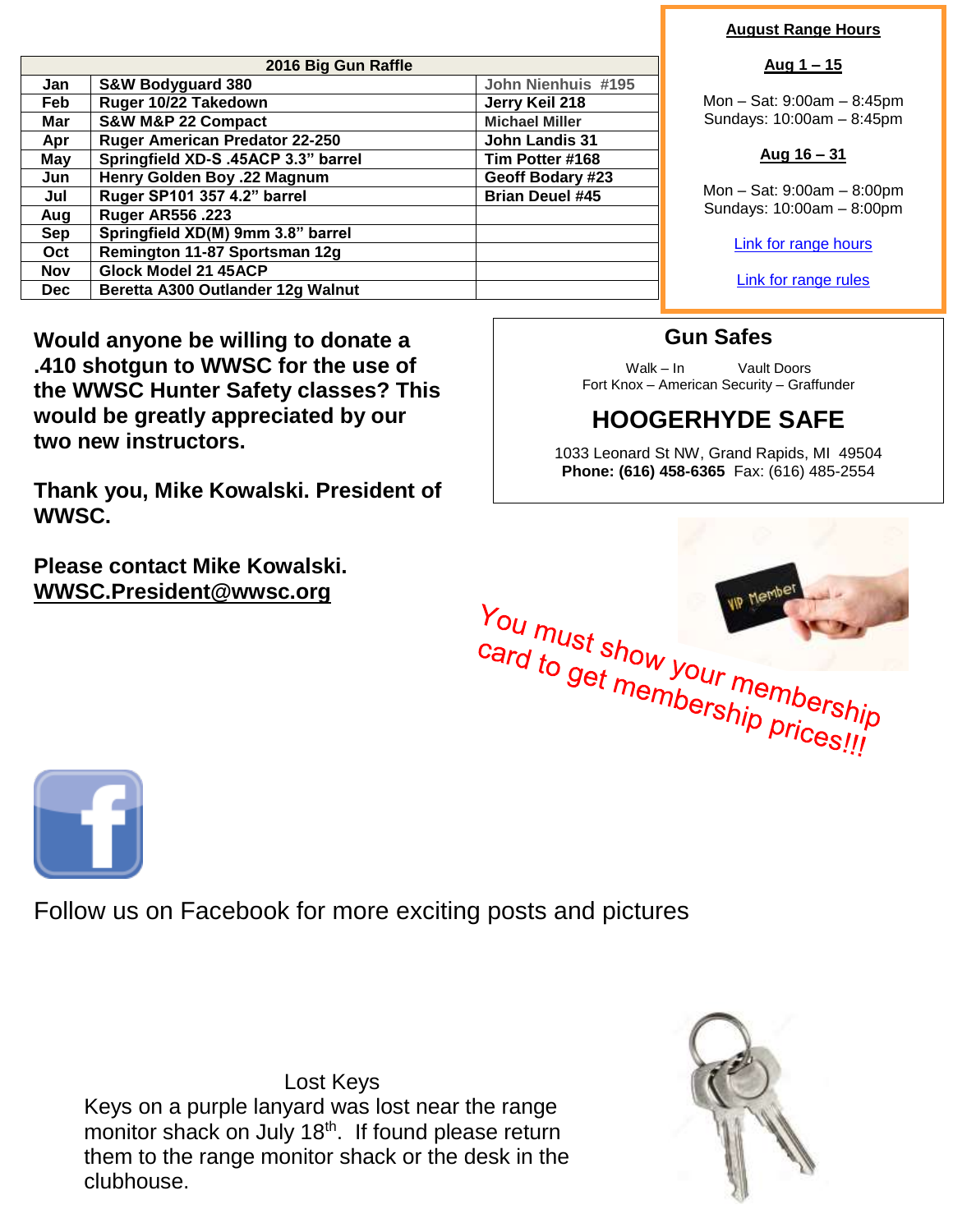| 2016 Big Gun Raffle | | |
|---|---|---|
| Jan | S&W Bodyguard 380 | John Nienhuis #195 |
| Feb | Ruger 10/22 Takedown | Jerry Keil 218 |
| Mar | S&W M&P 22 Compact | Michael Miller |
| Apr | Ruger American Predator 22-250 | John Landis 31 |
| May | Springfield XD-S .45ACP 3.3" barrel | Tim Potter #168 |
| Jun | Henry Golden Boy .22 Magnum | Geoff Bodary #23 |
| Jul | Ruger SP101 357 4.2" barrel | Brian Deuel #45 |
| Aug | Ruger AR556 .223 | |
| Sep | Springfield XD(M) 9mm 3.8" barrel | |
| Oct | Remington 11-87 Sportsman 12g | |
| Nov | Glock Model 21 45ACP | |
| Dec | Beretta A300 Outlander 12g Walnut | |

**August Range Hours**

**Aug 1 – 15**

Mon – Sat: 9:00am – 8:45pm
Sundays: 10:00am – 8:45pm

**Aug 16 – 31**

Mon – Sat: 9:00am – 8:00pm
Sundays: 10:00am – 8:00pm

Link for range hours

Link for range rules

**Would anyone be willing to donate a .410 shotgun to WWSC for the use of the WWSC Hunter Safety classes? This would be greatly appreciated by our two new instructors.**

**Thank you, Mike Kowalski. President of WWSC.**

**Please contact Mike Kowalski.**
**WWSC.President@wwsc.org**

## Gun Safes

Walk – In Vault Doors
Fort Knox – American Security – Graffunder

## HOOGERHYDE SAFE

1033 Leonard St NW, Grand Rapids, MI 49504
**Phone: (616) 458-6365** Fax: (616) 485-2554

You must show your membership card to get membership prices!!!

Follow us on Facebook for more exciting posts and pictures

Lost Keys

Keys on a purple lanyard was lost near the range monitor shack on July 18th. If found please return them to the range monitor shack or the desk in the clubhouse.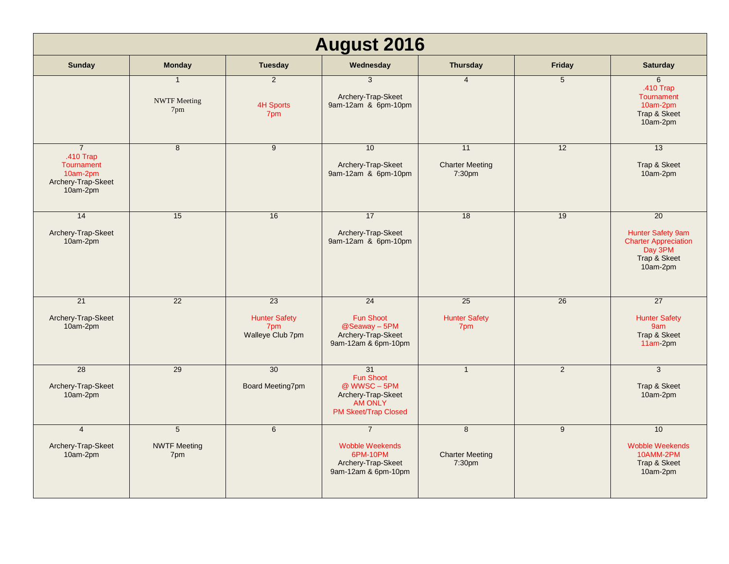# August 2016

| Sunday | Monday | Tuesday | Wednesday | Thursday | Friday | Saturday |
|---|---|---|---|---|---|---|
| | 1<br>NWTF Meeting<br>7pm | 2<br>4H Sports<br>7pm | 3<br>Archery-Trap-Skeet<br>9am-12am & 6pm-10pm | 4 | 5 | 6<br>.410 Trap<br>Tournament<br>10am-2pm<br>Trap & Skeet<br>10am-2pm |
| 7<br>.410 Trap<br>Tournament<br>10am-2pm<br>Archery-Trap-Skeet<br>10am-2pm | 8 | 9 | 10<br>Archery-Trap-Skeet<br>9am-12am & 6pm-10pm | 11<br>Charter Meeting<br>7:30pm | 12 | 13<br>Trap & Skeet<br>10am-2pm |
| 14<br>Archery-Trap-Skeet<br>10am-2pm | 15 | 16 | 17<br>Archery-Trap-Skeet<br>9am-12am & 6pm-10pm | 18 | 19 | 20<br>Hunter Safety 9am<br>Charter Appreciation<br>Day 3PM<br>Trap & Skeet<br>10am-2pm |
| 21<br>Archery-Trap-Skeet<br>10am-2pm | 22 | 23<br>Hunter Safety<br>7pm<br>Walleye Club 7pm | 24<br>Fun Shoot<br>@Seaway – 5PM<br>Archery-Trap-Skeet<br>9am-12am & 6pm-10pm | 25<br>Hunter Safety<br>7pm | 26 | 27<br>Hunter Safety<br>9am<br>Trap & Skeet<br>11am-2pm |
| 28<br>Archery-Trap-Skeet<br>10am-2pm | 29 | 30<br>Board Meeting7pm | 31<br>Fun Shoot<br>@ WWSC – 5PM<br>Archery-Trap-Skeet<br>AM ONLY<br>PM Skeet/Trap Closed | 1 | 2 | 3<br>Trap & Skeet<br>10am-2pm |
| 4<br>Archery-Trap-Skeet<br>10am-2pm | 5<br>NWTF Meeting<br>7pm | 6 | 7<br>Wobble Weekends<br>6PM-10PM<br>Archery-Trap-Skeet<br>9am-12am & 6pm-10pm | 8<br>Charter Meeting<br>7:30pm | 9 | 10<br>Wobble Weekends<br>10AMM-2PM<br>Trap & Skeet<br>10am-2pm |